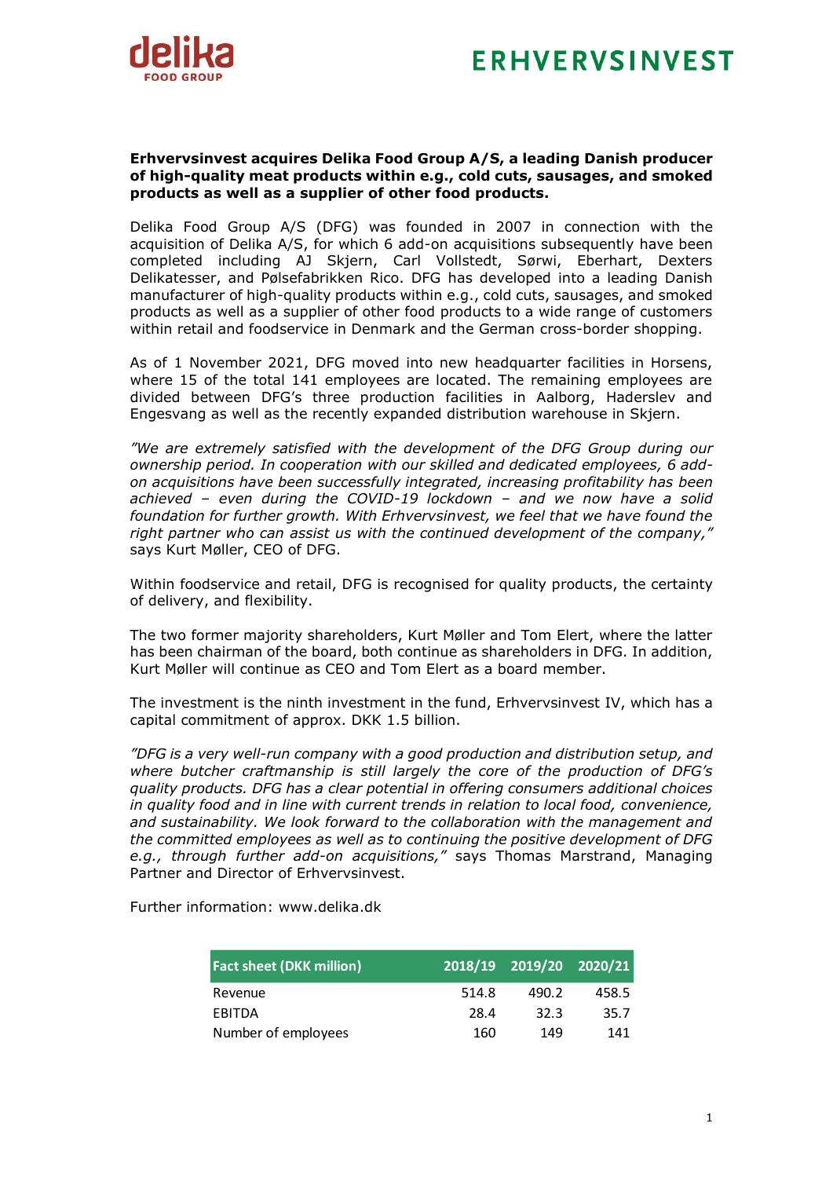**Erhvervsinvest acquires Delika Food Group A/S, a leading Danish producer of high-quality meat products within e.g., cold cuts, sausages, and smoked products as well as a supplier of other food products.**

Delika Food Group A/S (DFG) was founded in 2007 in connection with the acquisition of Delika A/S, for which 6 add-on acquisitions subsequently have been completed including AJ Skjern, Carl Vollstedt, Sørwi, Eberhart, Dexters Delikatesser, and Pølsefabrikken Rico. DFG has developed into a leading Danish manufacturer of high-quality products within e.g., cold cuts, sausages, and smoked products as well as a supplier of other food products to a wide range of customers within retail and foodservice in Denmark and the German cross-border shopping.

As of 1 November 2021, DFG moved into new headquarter facilities in Horsens, where 15 of the total 141 employees are located. The remaining employees are divided between DFG's three production facilities in Aalborg, Haderslev and Engesvang as well as the recently expanded distribution warehouse in Skjern.

*"We are extremely satisfied with the development of the DFG Group during our ownership period. In cooperation with our skilled and dedicated employees, 6 add-on acquisitions have been successfully integrated, increasing profitability has been achieved – even during the COVID-19 lockdown – and we now have a solid foundation for further growth. With Erhvervsinvest, we feel that we have found the right partner who can assist us with the continued development of the company,"* says Kurt Møller, CEO of DFG.

Within foodservice and retail, DFG is recognised for quality products, the certainty of delivery, and flexibility.

The two former majority shareholders, Kurt Møller and Tom Elert, where the latter has been chairman of the board, both continue as shareholders in DFG. In addition, Kurt Møller will continue as CEO and Tom Elert as a board member.

The investment is the ninth investment in the fund, Erhvervsinvest IV, which has a capital commitment of approx. DKK 1.5 billion.

*"DFG is a very well-run company with a good production and distribution setup, and where butcher craftmanship is still largely the core of the production of DFG's quality products. DFG has a clear potential in offering consumers additional choices in quality food and in line with current trends in relation to local food, convenience, and sustainability. We look forward to the collaboration with the management and the committed employees as well as to continuing the positive development of DFG e.g., through further add-on acquisitions,"* says Thomas Marstrand, Managing Partner and Director of Erhvervsinvest.

Further information: www.delika.dk

| Fact sheet (DKK million) | 2018/19 | 2019/20 | 2020/21 |
|---|---|---|---|
| Revenue | 514.8 | 490.2 | 458.5 |
| EBITDA | 28.4 | 32.3 | 35.7 |
| Number of employees | 160 | 149 | 141 |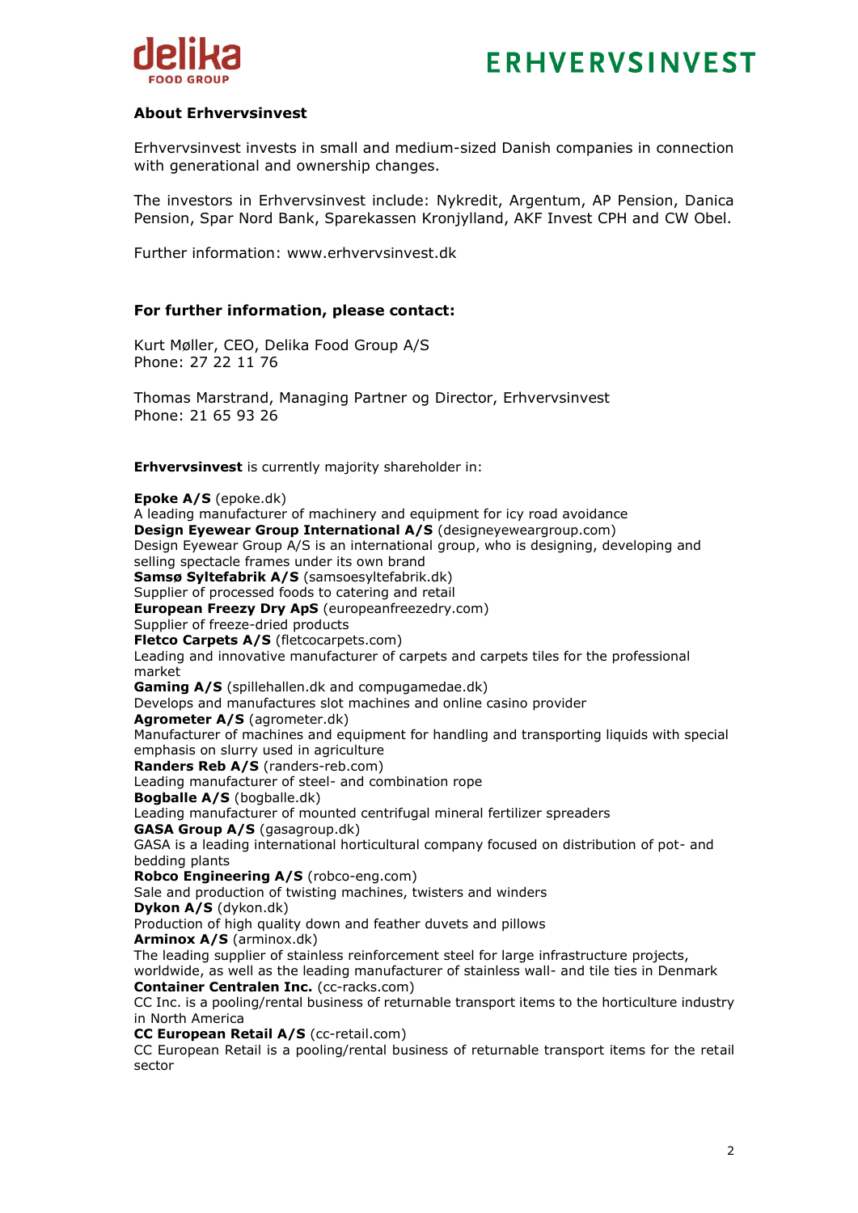## About Erhvervsinvest

Erhvervsinvest invests in small and medium-sized Danish companies in connection with generational and ownership changes.

The investors in Erhvervsinvest include: Nykredit, Argentum, AP Pension, Danica Pension, Spar Nord Bank, Sparekassen Kronjylland, AKF Invest CPH and CW Obel.

Further information: www.erhvervsinvest.dk

## For further information, please contact:

Kurt Møller, CEO, Delika Food Group A/S
Phone: 27 22 11 76

Thomas Marstrand, Managing Partner og Director, Erhvervsinvest
Phone: 21 65 93 26

**Erhvervsinvest** is currently majority shareholder in:

**Epoke A/S** (epoke.dk)
A leading manufacturer of machinery and equipment for icy road avoidance
**Design Eyewear Group International A/S** (designeyeweargroup.com)
Design Eyewear Group A/S is an international group, who is designing, developing and selling spectacle frames under its own brand
**Samsø Syltefabrik A/S** (samsoesyltefabrik.dk)
Supplier of processed foods to catering and retail
**European Freezy Dry ApS** (europeanfreezedry.com)
Supplier of freeze-dried products
**Fletco Carpets A/S** (fletcocarpets.com)
Leading and innovative manufacturer of carpets and carpets tiles for the professional market
**Gaming A/S** (spillehallen.dk and compugamedae.dk)
Develops and manufactures slot machines and online casino provider
**Agrometer A/S** (agrometer.dk)
Manufacturer of machines and equipment for handling and transporting liquids with special emphasis on slurry used in agriculture
**Randers Reb A/S** (randers-reb.com)
Leading manufacturer of steel- and combination rope
**Bogballe A/S** (bogballe.dk)
Leading manufacturer of mounted centrifugal mineral fertilizer spreaders
**GASA Group A/S** (gasagroup.dk)
GASA is a leading international horticultural company focused on distribution of pot- and bedding plants
**Robco Engineering A/S** (robco-eng.com)
Sale and production of twisting machines, twisters and winders
**Dykon A/S** (dykon.dk)
Production of high quality down and feather duvets and pillows
**Arminox A/S** (arminox.dk)
The leading supplier of stainless reinforcement steel for large infrastructure projects, worldwide, as well as the leading manufacturer of stainless wall- and tile ties in Denmark
**Container Centralen Inc.** (cc-racks.com)
CC Inc. is a pooling/rental business of returnable transport items to the horticulture industry in North America
**CC European Retail A/S** (cc-retail.com)
CC European Retail is a pooling/rental business of returnable transport items for the retail sector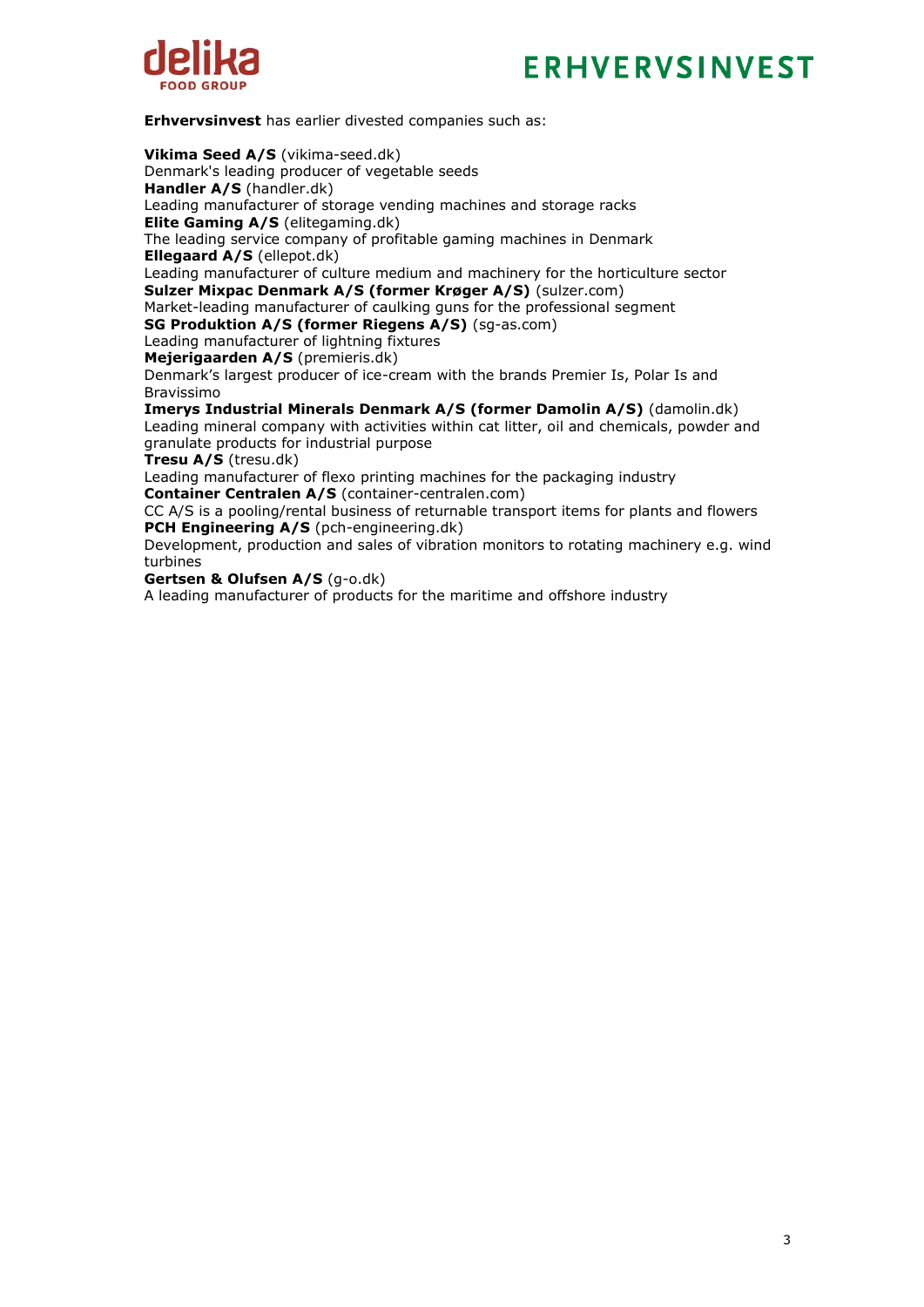**Erhvervsinvest** has earlier divested companies such as:

**Vikima Seed A/S** (vikima-seed.dk)
Denmark's leading producer of vegetable seeds
**Handler A/S** (handler.dk)
Leading manufacturer of storage vending machines and storage racks
**Elite Gaming A/S** (elitegaming.dk)
The leading service company of profitable gaming machines in Denmark
**Ellegaard A/S** (ellepot.dk)
Leading manufacturer of culture medium and machinery for the horticulture sector
**Sulzer Mixpac Denmark A/S (former Krøger A/S)** (sulzer.com)
Market-leading manufacturer of caulking guns for the professional segment
**SG Produktion A/S (former Riegens A/S)** (sg-as.com)
Leading manufacturer of lightning fixtures
**Mejerigaarden A/S** (premieris.dk)
Denmark's largest producer of ice-cream with the brands Premier Is, Polar Is and Bravissimo
**Imerys Industrial Minerals Denmark A/S (former Damolin A/S)** (damolin.dk)
Leading mineral company with activities within cat litter, oil and chemicals, powder and granulate products for industrial purpose
**Tresu A/S** (tresu.dk)
Leading manufacturer of flexo printing machines for the packaging industry
**Container Centralen A/S** (container-centralen.com)
CC A/S is a pooling/rental business of returnable transport items for plants and flowers
**PCH Engineering A/S** (pch-engineering.dk)
Development, production and sales of vibration monitors to rotating machinery e.g. wind turbines
**Gertsen & Olufsen A/S** (g-o.dk)
A leading manufacturer of products for the maritime and offshore industry